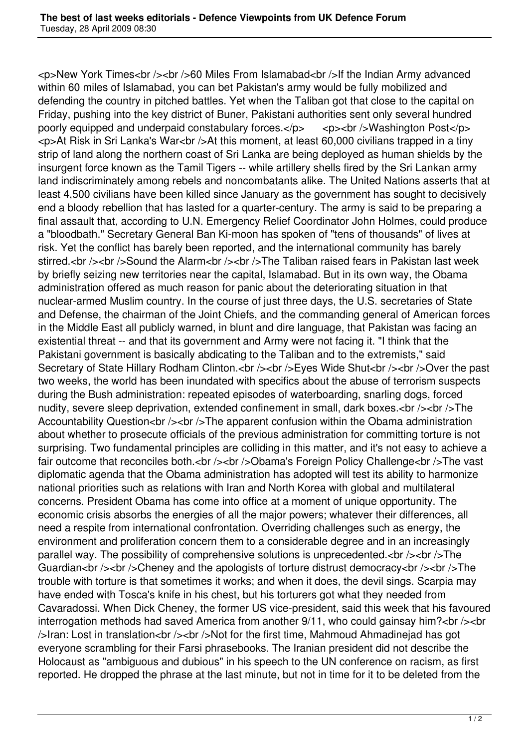<p>New York Times<br /><br />60 Miles From Islamabad<br />If the Indian Army advanced within 60 miles of Islamabad, you can bet Pakistan's army would be fully mobilized and defending the country in pitched battles. Yet when the Taliban got that close to the capital on Friday, pushing into the key district of Buner, Pakistani authorities sent only several hundred poorly equipped and underpaid constabulary forces.</p> <p><br />Washington Post</p> <p>At Risk in Sri Lanka's War<br />At this moment, at least 60,000 civilians trapped in a tiny strip of land along the northern coast of Sri Lanka are being deployed as human shields by the insurgent force known as the Tamil Tigers -- while artillery shells fired by the Sri Lankan army land indiscriminately among rebels and noncombatants alike. The United Nations asserts that at least 4,500 civilians have been killed since January as the government has sought to decisively end a bloody rebellion that has lasted for a quarter-century. The army is said to be preparing a final assault that, according to U.N. Emergency Relief Coordinator John Holmes, could produce a "bloodbath." Secretary General Ban Ki-moon has spoken of "tens of thousands" of lives at risk. Yet the conflict has barely been reported, and the international community has barely stirred.<br /><br />Sound the Alarm<br /><br />The Taliban raised fears in Pakistan last week by briefly seizing new territories near the capital, Islamabad. But in its own way, the Obama administration offered as much reason for panic about the deteriorating situation in that nuclear-armed Muslim country. In the course of just three days, the U.S. secretaries of State and Defense, the chairman of the Joint Chiefs, and the commanding general of American forces in the Middle East all publicly warned, in blunt and dire language, that Pakistan was facing an existential threat -- and that its government and Army were not facing it. "I think that the Pakistani government is basically abdicating to the Taliban and to the extremists," said Secretary of State Hillary Rodham Clinton.<br /><br />Eyes Wide Shut<br /><br />Over the past two weeks, the world has been inundated with specifics about the abuse of terrorism suspects during the Bush administration: repeated episodes of waterboarding, snarling dogs, forced nudity, severe sleep deprivation, extended confinement in small, dark boxes.<br /><br />The Accountability Question<br /><br />The apparent confusion within the Obama administration about whether to prosecute officials of the previous administration for committing torture is not surprising. Two fundamental principles are colliding in this matter, and it's not easy to achieve a fair outcome that reconciles both.<br /><br />Obama's Foreign Policy Challenge<br />The vast diplomatic agenda that the Obama administration has adopted will test its ability to harmonize national priorities such as relations with Iran and North Korea with global and multilateral concerns. President Obama has come into office at a moment of unique opportunity. The economic crisis absorbs the energies of all the major powers; whatever their differences, all need a respite from international confrontation. Overriding challenges such as energy, the environment and proliferation concern them to a considerable degree and in an increasingly parallel way. The possibility of comprehensive solutions is unprecedented.<br /><br />The Guardian<br /><br />Cheney and the apologists of torture distrust democracy<br /><br />The trouble with torture is that sometimes it works; and when it does, the devil sings. Scarpia may have ended with Tosca's knife in his chest, but his torturers got what they needed from Cavaradossi. When Dick Cheney, the former US vice-president, said this week that his favoured interrogation methods had saved America from another 9/11, who could gainsay him?<br /><br />Iran: Lost in translation<br /><br />Not for the first time, Mahmoud Ahmadinejad has got everyone scrambling for their Farsi phrasebooks. The Iranian president did not describe the Holocaust as "ambiguous and dubious" in his speech to the UN conference on racism, as first reported. He dropped the phrase at the last minute, but not in time for it to be deleted from the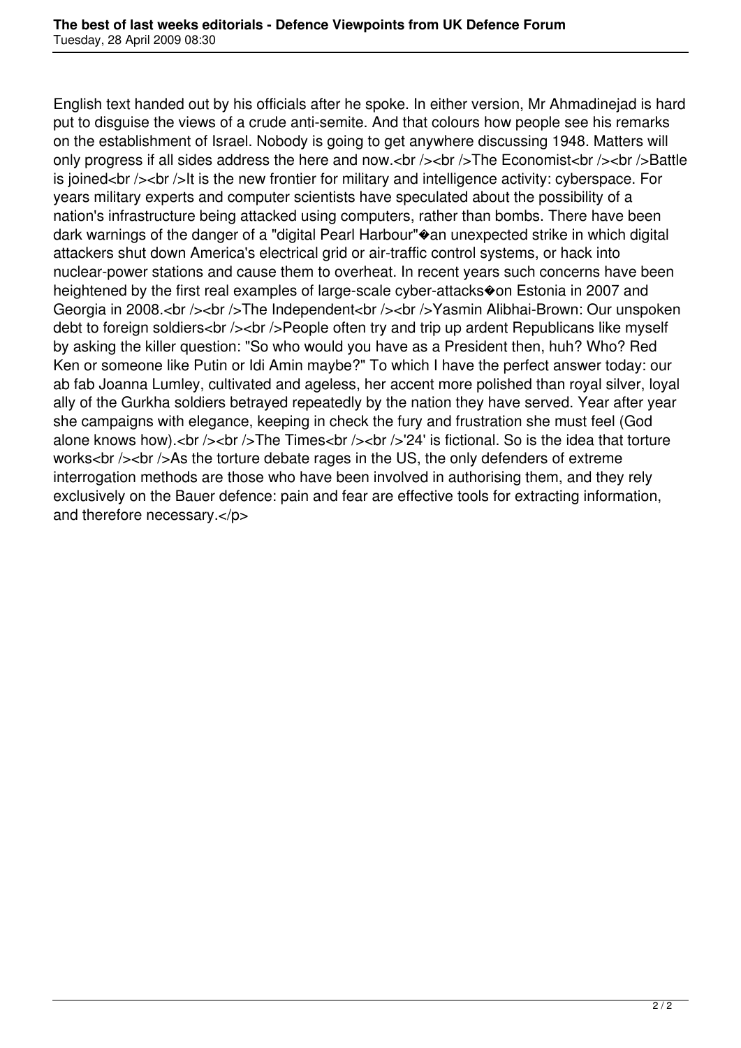English text handed out by his officials after he spoke. In either version, Mr Ahmadinejad is hard put to disguise the views of a crude anti-semite. And that colours how people see his remarks on the establishment of Israel. Nobody is going to get anywhere discussing 1948. Matters will only progress if all sides address the here and now.<br /><br />The Economist<br /><br />Battle is joined<br /><br />It is the new frontier for military and intelligence activity: cyberspace. For years military experts and computer scientists have speculated about the possibility of a nation's infrastructure being attacked using computers, rather than bombs. There have been dark warnings of the danger of a "digital Pearl Harbour"�an unexpected strike in which digital attackers shut down America's electrical grid or air-traffic control systems, or hack into nuclear-power stations and cause them to overheat. In recent years such concerns have been heightened by the first real examples of large-scale cyber-attacks�on Estonia in 2007 and Georgia in 2008.<br /><br />The Independent<br /><br />Yasmin Alibhai-Brown: Our unspoken debt to foreign soldiers<br /><br />People often try and trip up ardent Republicans like myself by asking the killer question: "So who would you have as a President then, huh? Who? Red Ken or someone like Putin or Idi Amin maybe?" To which I have the perfect answer today: our ab fab Joanna Lumley, cultivated and ageless, her accent more polished than royal silver, loyal ally of the Gurkha soldiers betrayed repeatedly by the nation they have served. Year after year she campaigns with elegance, keeping in check the fury and frustration she must feel (God alone knows how).<br /><br />The Times<br /><br />'24' is fictional. So is the idea that torture works<br /><br />As the torture debate rages in the US, the only defenders of extreme interrogation methods are those who have been involved in authorising them, and they rely exclusively on the Bauer defence: pain and fear are effective tools for extracting information, and therefore necessary.</p>